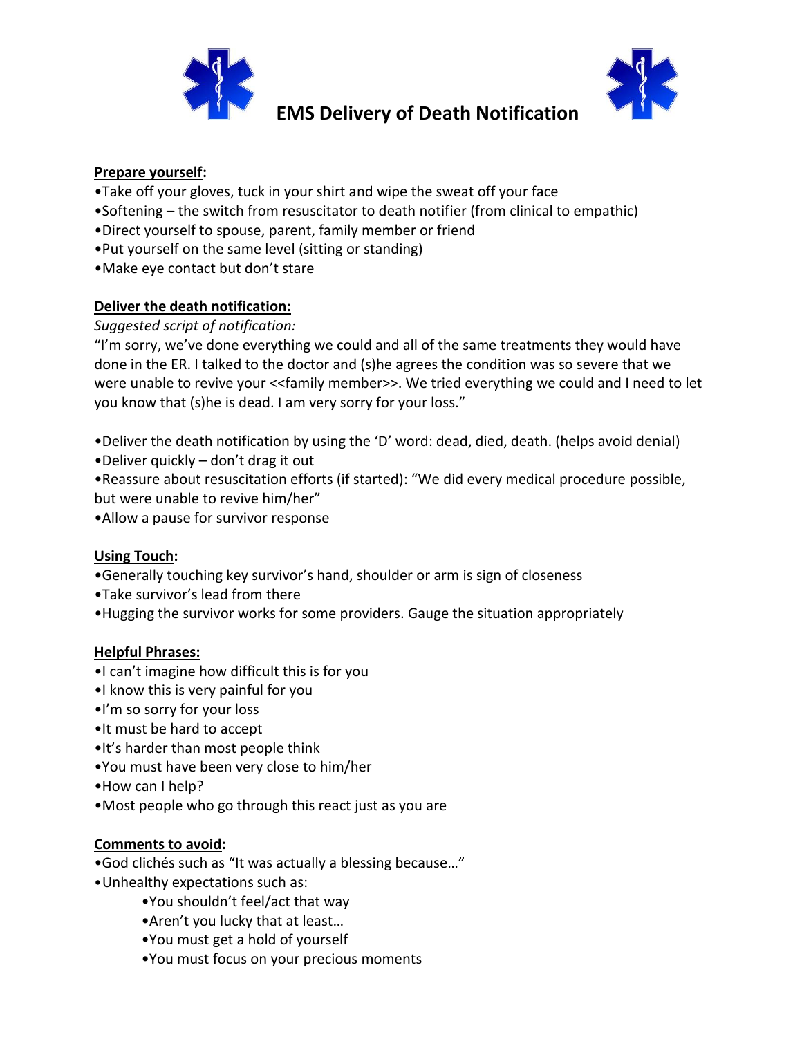# EMS Delivery of Death Notification

**<u>Prepare yourself</u>:**

- Take off your gloves, tuck in your shirt and wipe the sweat off your face
- Softening – the switch from resuscitator to death notifier (from clinical to empathic)
- Direct yourself to spouse, parent, family member or friend
- Put yourself on the same level (sitting or standing)
- Make eye contact but don't stare

**<u>Deliver the death notification:</u>**

*Suggested script of notification:*

"I'm sorry, we've done everything we could and all of the same treatments they would have done in the ER. I talked to the doctor and (s)he agrees the condition was so severe that we were unable to revive your <<family member>>. We tried everything we could and I need to let you know that (s)he is dead. I am very sorry for your loss."

- Deliver the death notification by using the 'D' word: dead, died, death. (helps avoid denial)
- Deliver quickly – don't drag it out
- Reassure about resuscitation efforts (if started): "We did every medical procedure possible, but were unable to revive him/her"
- Allow a pause for survivor response

**<u>Using Touch</u>:**

- Generally touching key survivor's hand, shoulder or arm is sign of closeness
- Take survivor's lead from there
- Hugging the survivor works for some providers. Gauge the situation appropriately

**<u>Helpful Phrases:</u>**

- I can't imagine how difficult this is for you
- I know this is very painful for you
- I'm so sorry for your loss
- It must be hard to accept
- It's harder than most people think
- You must have been very close to him/her
- How can I help?
- Most people who go through this react just as you are

**<u>Comments to avoid</u>:**

- God clichés such as "It was actually a blessing because…"
- Unhealthy expectations such as:
    - You shouldn't feel/act that way
    - Aren't you lucky that at least…
    - You must get a hold of yourself
    - You must focus on your precious moments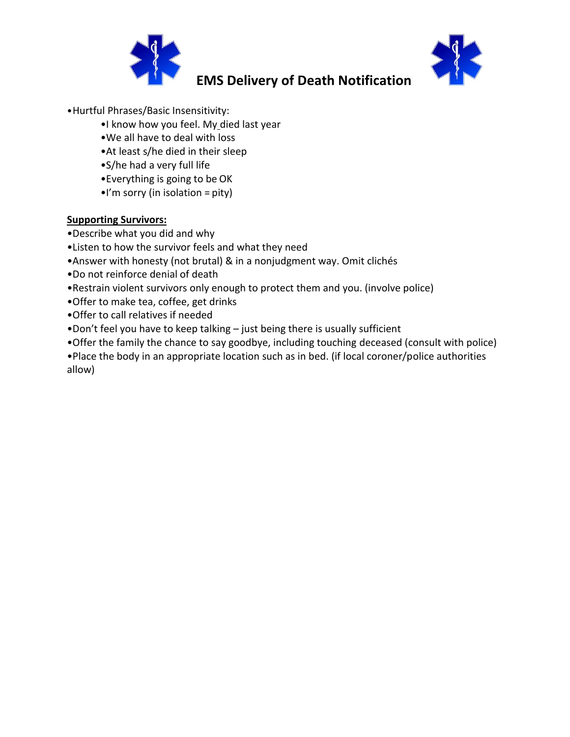# EMS Delivery of Death Notification

- Hurtful Phrases/Basic Insensitivity:
  - I know how you feel. My_died last year
  - We all have to deal with loss
  - At least s/he died in their sleep
  - S/he had a very full life
  - Everything is going to be OK
  - I'm sorry (in isolation = pity)

**Supporting Survivors:**

- Describe what you did and why
- Listen to how the survivor feels and what they need
- Answer with honesty (not brutal) & in a nonjudgment way. Omit clichés
- Do not reinforce denial of death
- Restrain violent survivors only enough to protect them and you. (involve police)
- Offer to make tea, coffee, get drinks
- Offer to call relatives if needed
- Don't feel you have to keep talking – just being there is usually sufficient
- Offer the family the chance to say goodbye, including touching deceased (consult with police)
- Place the body in an appropriate location such as in bed. (if local coroner/police authorities allow)